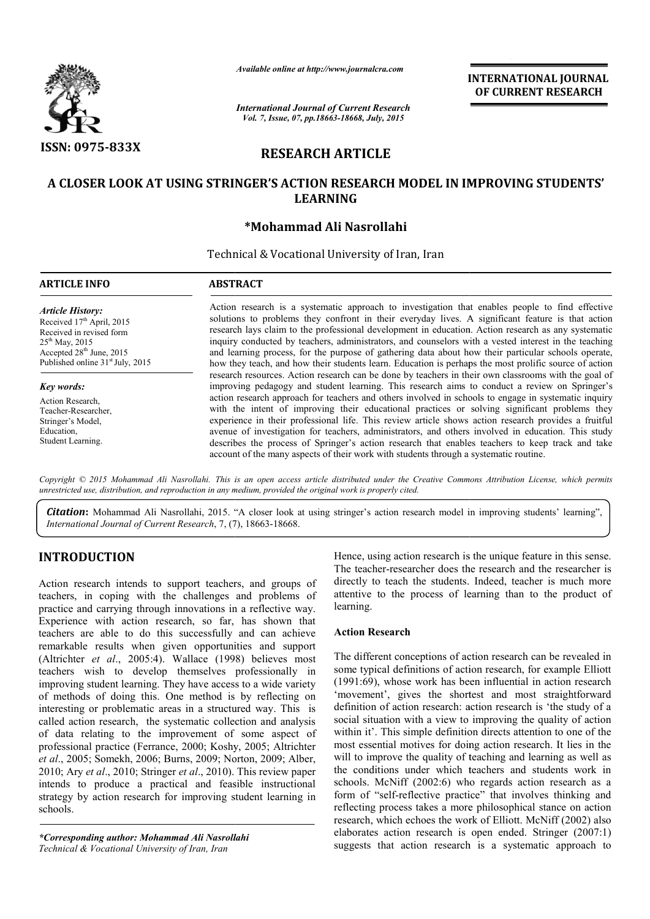ISSN: 0975-833X

*Available online at http://www.journalcra.com*

**INTERNATIONAL JOURNAL OF CURRENT RESEARCH**

# RESEARCH ARTICLE

# A CLOSER LOOK AT USING STRINGER'S ACTION RESEARCH MODEL IN IMPROVING STUDENTS' LEARNING

**\*Mohammad Ali Nasrollahi**

Technical & Vocational University of Iran, Iran

**ARTICLE INFO**

*Article History:*
Received 17th April, 2015
Received in revised form 25th May, 2015
Accepted 28th June, 2015
Published online 31st July, 2015

*Key words:*
Action Research,
Teacher-Researcher,
Stringer's Model,
Education,
Student Learning.

**ABSTRACT**

Action research is a systematic approach to investigation that enables people to find effective solutions to problems they confront in their everyday lives. A significant feature is that action research lays claim to the professional development in education. Action research as any systematic inquiry conducted by teachers, administrators, and counselors with a vested interest in the teaching and learning process, for the purpose of gathering data about how their particular schools operate, how they teach, and how their students learn. Education is perhaps the most prolific source of action research resources. Action research can be done by teachers in their own classrooms with the goal of improving pedagogy and student learning. This research aims to conduct a review on Springer's action research approach for teachers and others involved in schools to engage in systematic inquiry with the intent of improving their educational practices or solving significant problems they experience in their professional life. This review article shows action research provides a fruitful avenue of investigation for teachers, administrators, and others involved in education. This study describes the process of Springer's action research that enables teachers to keep track and take account of the many aspects of their work with students through a systematic routine.

*Copyright © 2015 Mohammad Ali Nasrollahi. This is an open access article distributed under the Creative Commons Attribution License, which permits unrestricted use, distribution, and reproduction in any medium, provided the original work is properly cited.*

***Citation*:** Mohammad Ali Nasrollahi, 2015. "A closer look at using stringer's action research model in improving students' learning", *International Journal of Current Research*, 7, (7), 18663-18668.

## INTRODUCTION

Action research intends to support teachers, and groups of teachers, in coping with the challenges and problems of practice and carrying through innovations in a reflective way. Experience with action research, so far, has shown that teachers are able to do this successfully and can achieve remarkable results when given opportunities and support (Altrichter *et al*., 2005:4). Wallace (1998) believes most teachers wish to develop themselves professionally in improving student learning. They have access to a wide variety of methods of doing this. One method is by reflecting on interesting or problematic areas in a structured way. This is called action research, the systematic collection and analysis of data relating to the improvement of some aspect of professional practice (Ferrance, 2000; Koshy, 2005; Altrichter *et al*., 2005; Somekh, 2006; Burns, 2009; Norton, 2009; Alber, 2010; Ary *et al*., 2010; Stringer *et al*., 2010). This review paper intends to produce a practical and feasible instructional strategy by action research for improving student learning in schools.

Hence, using action research is the unique feature in this sense. The teacher-researcher does the research and the researcher is directly to teach the students. Indeed, teacher is much more attentive to the process of learning than to the product of learning.

### Action Research

The different conceptions of action research can be revealed in some typical definitions of action research, for example Elliott (1991:69), whose work has been influential in action research 'movement', gives the shortest and most straightforward definition of action research: action research is 'the study of a social situation with a view to improving the quality of action within it'. This simple definition directs attention to one of the most essential motives for doing action research. It lies in the will to improve the quality of teaching and learning as well as the conditions under which teachers and students work in schools. McNiff (2002:6) who regards action research as a form of "self-reflective practice" that involves thinking and reflecting process takes a more philosophical stance on action research, which echoes the work of Elliott. McNiff (2002) also elaborates action research is open ended. Stringer (2007:1) suggests that action research is a systematic approach to

*\*Corresponding author: Mohammad Ali Nasrollahi*
*Technical & Vocational University of Iran, Iran*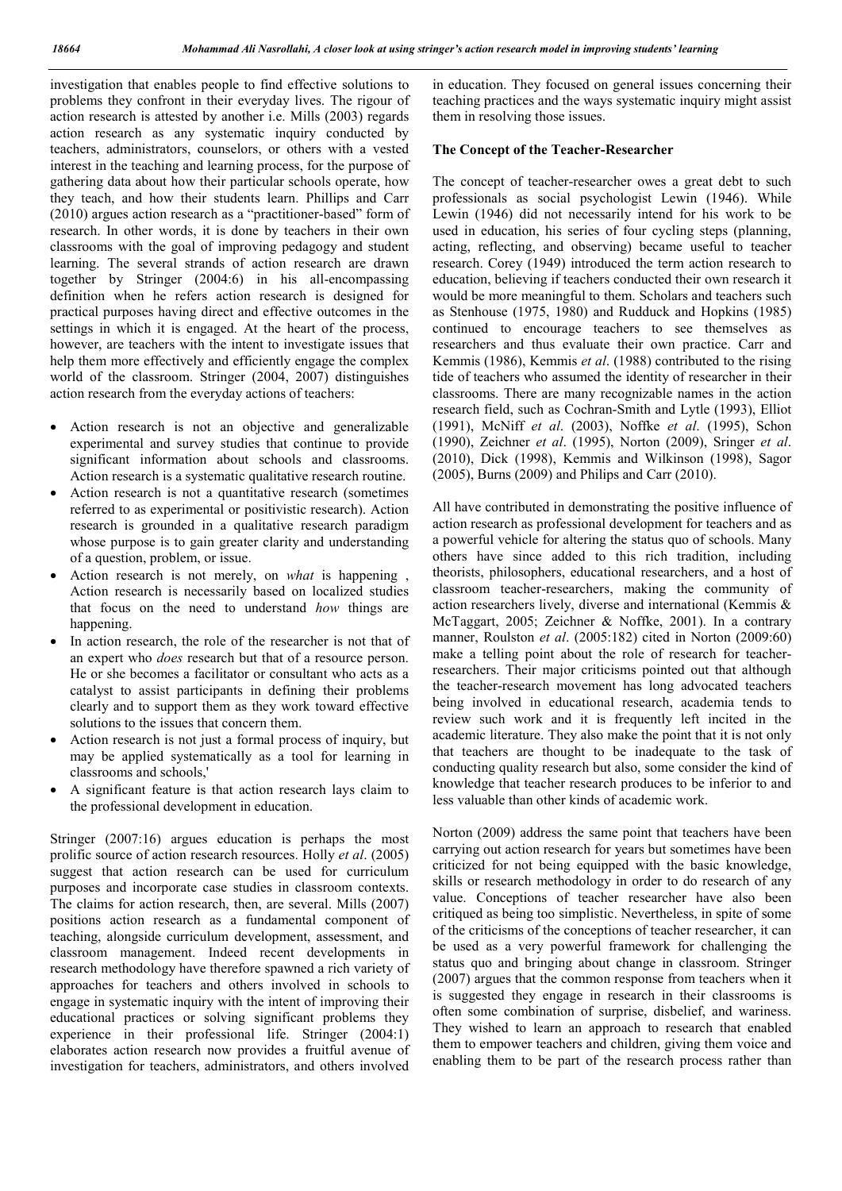investigation that enables people to find effective solutions to problems they confront in their everyday lives. The rigour of action research is attested by another i.e. Mills (2003) regards action research as any systematic inquiry conducted by teachers, administrators, counselors, or others with a vested interest in the teaching and learning process, for the purpose of gathering data about how their particular schools operate, how they teach, and how their students learn. Phillips and Carr (2010) argues action research as a "practitioner-based" form of research. In other words, it is done by teachers in their own classrooms with the goal of improving pedagogy and student learning. The several strands of action research are drawn together by Stringer (2004:6) in his all-encompassing definition when he refers action research is designed for practical purposes having direct and effective outcomes in the settings in which it is engaged. At the heart of the process, however, are teachers with the intent to investigate issues that help them more effectively and efficiently engage the complex world of the classroom. Stringer (2004, 2007) distinguishes action research from the everyday actions of teachers:

- Action research is not an objective and generalizable experimental and survey studies that continue to provide significant information about schools and classrooms. Action research is a systematic qualitative research routine.
- Action research is not a quantitative research (sometimes referred to as experimental or positivistic research). Action research is grounded in a qualitative research paradigm whose purpose is to gain greater clarity and understanding of a question, problem, or issue.
- Action research is not merely, on *what* is happening , Action research is necessarily based on localized studies that focus on the need to understand *how* things are happening.
- In action research, the role of the researcher is not that of an expert who *does* research but that of a resource person. He or she becomes a facilitator or consultant who acts as a catalyst to assist participants in defining their problems clearly and to support them as they work toward effective solutions to the issues that concern them.
- Action research is not just a formal process of inquiry, but may be applied systematically as a tool for learning in classrooms and schools,'
- A significant feature is that action research lays claim to the professional development in education.

Stringer (2007:16) argues education is perhaps the most prolific source of action research resources. Holly *et al*. (2005) suggest that action research can be used for curriculum purposes and incorporate case studies in classroom contexts. The claims for action research, then, are several. Mills (2007) positions action research as a fundamental component of teaching, alongside curriculum development, assessment, and classroom management. Indeed recent developments in research methodology have therefore spawned a rich variety of approaches for teachers and others involved in schools to engage in systematic inquiry with the intent of improving their educational practices or solving significant problems they experience in their professional life. Stringer (2004:1) elaborates action research now provides a fruitful avenue of investigation for teachers, administrators, and others involved in education. They focused on general issues concerning their teaching practices and the ways systematic inquiry might assist them in resolving those issues.

### The Concept of the Teacher-Researcher

The concept of teacher-researcher owes a great debt to such professionals as social psychologist Lewin (1946). While Lewin (1946) did not necessarily intend for his work to be used in education, his series of four cycling steps (planning, acting, reflecting, and observing) became useful to teacher research. Corey (1949) introduced the term action research to education, believing if teachers conducted their own research it would be more meaningful to them. Scholars and teachers such as Stenhouse (1975, 1980) and Rudduck and Hopkins (1985) continued to encourage teachers to see themselves as researchers and thus evaluate their own practice. Carr and Kemmis (1986), Kemmis *et al*. (1988) contributed to the rising tide of teachers who assumed the identity of researcher in their classrooms. There are many recognizable names in the action research field, such as Cochran-Smith and Lytle (1993), Elliot (1991), McNiff *et al*. (2003), Noffke *et al*. (1995), Schon (1990), Zeichner *et al*. (1995), Norton (2009), Sringer *et al*. (2010), Dick (1998), Kemmis and Wilkinson (1998), Sagor (2005), Burns (2009) and Philips and Carr (2010).

All have contributed in demonstrating the positive influence of action research as professional development for teachers and as a powerful vehicle for altering the status quo of schools. Many others have since added to this rich tradition, including theorists, philosophers, educational researchers, and a host of classroom teacher-researchers, making the community of action researchers lively, diverse and international (Kemmis & McTaggart, 2005; Zeichner & Noffke, 2001). In a contrary manner, Roulston *et al*. (2005:182) cited in Norton (2009:60) make a telling point about the role of research for teacher-researchers. Their major criticisms pointed out that although the teacher-research movement has long advocated teachers being involved in educational research, academia tends to review such work and it is frequently left incited in the academic literature. They also make the point that it is not only that teachers are thought to be inadequate to the task of conducting quality research but also, some consider the kind of knowledge that teacher research produces to be inferior to and less valuable than other kinds of academic work.

Norton (2009) address the same point that teachers have been carrying out action research for years but sometimes have been criticized for not being equipped with the basic knowledge, skills or research methodology in order to do research of any value. Conceptions of teacher researcher have also been critiqued as being too simplistic. Nevertheless, in spite of some of the criticisms of the conceptions of teacher researcher, it can be used as a very powerful framework for challenging the status quo and bringing about change in classroom. Stringer (2007) argues that the common response from teachers when it is suggested they engage in research in their classrooms is often some combination of surprise, disbelief, and wariness. They wished to learn an approach to research that enabled them to empower teachers and children, giving them voice and enabling them to be part of the research process rather than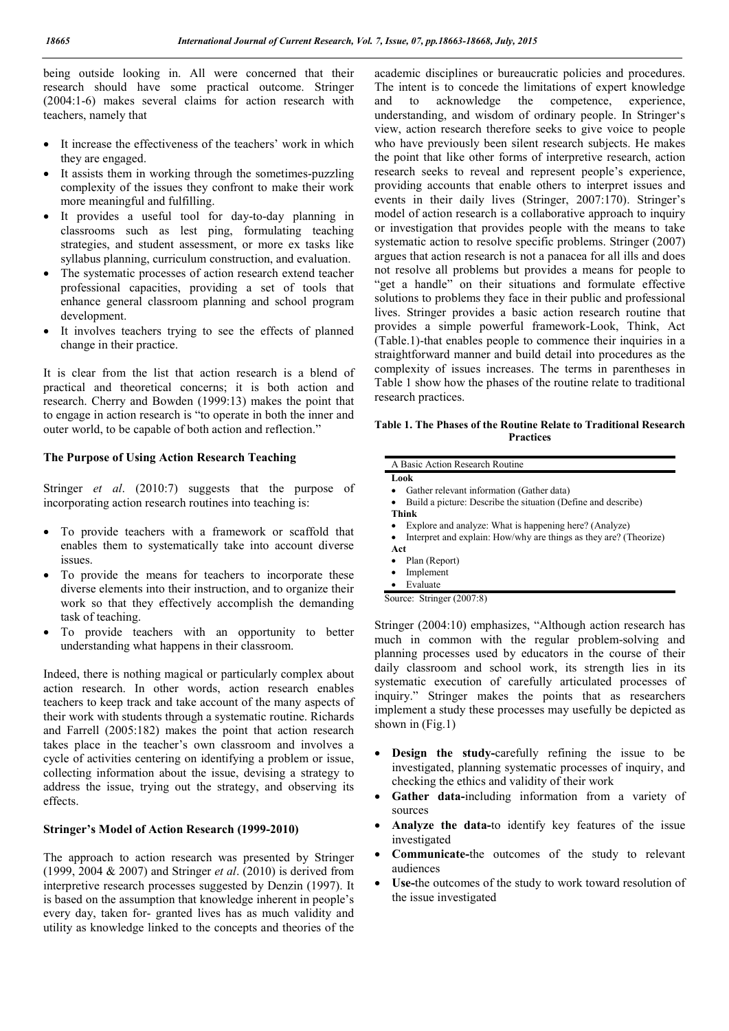being outside looking in. All were concerned that their research should have some practical outcome. Stringer (2004:1-6) makes several claims for action research with teachers, namely that

- It increase the effectiveness of the teachers' work in which they are engaged.
- It assists them in working through the sometimes-puzzling complexity of the issues they confront to make their work more meaningful and fulfilling.
- It provides a useful tool for day-to-day planning in classrooms such as lest ping, formulating teaching strategies, and student assessment, or more ex tasks like syllabus planning, curriculum construction, and evaluation.
- The systematic processes of action research extend teacher professional capacities, providing a set of tools that enhance general classroom planning and school program development.
- It involves teachers trying to see the effects of planned change in their practice.

It is clear from the list that action research is a blend of practical and theoretical concerns; it is both action and research. Cherry and Bowden (1999:13) makes the point that to engage in action research is "to operate in both the inner and outer world, to be capable of both action and reflection."

### The Purpose of Using Action Research Teaching

Stringer *et al*. (2010:7) suggests that the purpose of incorporating action research routines into teaching is:

- To provide teachers with a framework or scaffold that enables them to systematically take into account diverse issues.
- To provide the means for teachers to incorporate these diverse elements into their instruction, and to organize their work so that they effectively accomplish the demanding task of teaching.
- To provide teachers with an opportunity to better understanding what happens in their classroom.

Indeed, there is nothing magical or particularly complex about action research. In other words, action research enables teachers to keep track and take account of the many aspects of their work with students through a systematic routine. Richards and Farrell (2005:182) makes the point that action research takes place in the teacher's own classroom and involves a cycle of activities centering on identifying a problem or issue, collecting information about the issue, devising a strategy to address the issue, trying out the strategy, and observing its effects.

### Stringer's Model of Action Research (1999-2010)

The approach to action research was presented by Stringer (1999, 2004 & 2007) and Stringer *et al*. (2010) is derived from interpretive research processes suggested by Denzin (1997). It is based on the assumption that knowledge inherent in people's every day, taken for- granted lives has as much validity and utility as knowledge linked to the concepts and theories of the academic disciplines or bureaucratic policies and procedures. The intent is to concede the limitations of expert knowledge and to acknowledge the competence, experience, understanding, and wisdom of ordinary people. In Stringer's view, action research therefore seeks to give voice to people who have previously been silent research subjects. He makes the point that like other forms of interpretive research, action research seeks to reveal and represent people's experience, providing accounts that enable others to interpret issues and events in their daily lives (Stringer, 2007:170). Stringer's model of action research is a collaborative approach to inquiry or investigation that provides people with the means to take systematic action to resolve specific problems. Stringer (2007) argues that action research is not a panacea for all ills and does not resolve all problems but provides a means for people to "get a handle" on their situations and formulate effective solutions to problems they face in their public and professional lives. Stringer provides a basic action research routine that provides a simple powerful framework-Look, Think, Act (Table.1)-that enables people to commence their inquiries in a straightforward manner and build detail into procedures as the complexity of issues increases. The terms in parentheses in Table 1 show how the phases of the routine relate to traditional research practices.

**Table 1. The Phases of the Routine Relate to Traditional Research Practices**

| A Basic Action Research Routine |
|---|
| **Look** |
| • Gather relevant information (Gather data) |
| • Build a picture: Describe the situation (Define and describe) |
| **Think** |
| • Explore and analyze: What is happening here? (Analyze) |
| • Interpret and explain: How/why are things as they are? (Theorize) |
| **Act** |
| • Plan (Report) |
| • Implement |
| • Evaluate |

Source: Stringer (2007:8)

Stringer (2004:10) emphasizes, "Although action research has much in common with the regular problem-solving and planning processes used by educators in the course of their daily classroom and school work, its strength lies in its systematic execution of carefully articulated processes of inquiry." Stringer makes the points that as researchers implement a study these processes may usefully be depicted as shown in (Fig.1)

- **Design the study-**carefully refining the issue to be investigated, planning systematic processes of inquiry, and checking the ethics and validity of their work
- **Gather data-**including information from a variety of sources
- **Analyze the data-**to identify key features of the issue investigated
- **Communicate-**the outcomes of the study to relevant audiences
- **Use-**the outcomes of the study to work toward resolution of the issue investigated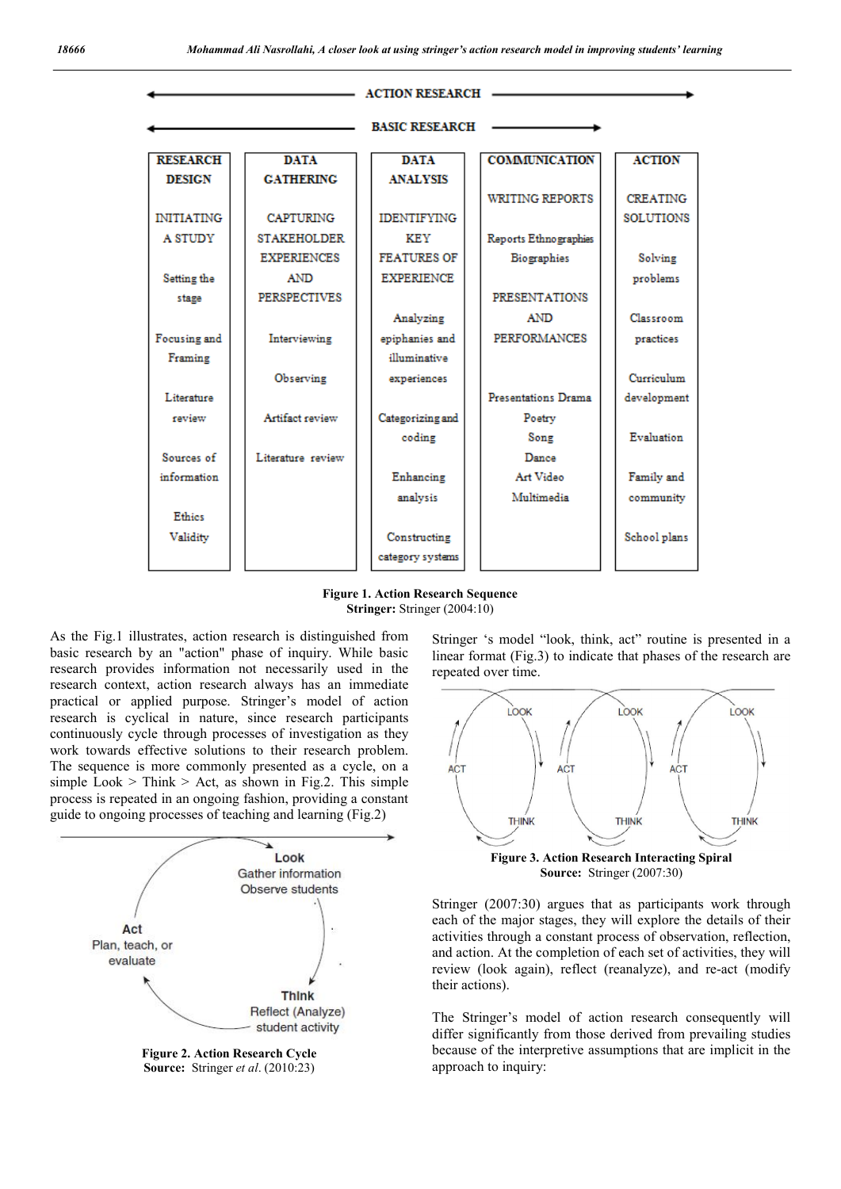| RESEARCH DESIGN | DATA GATHERING | DATA ANALYSIS | COMMUNICATION | ACTION |
|---|---|---|---|---|
| INITIATING A STUDY | CAPTURING STAKEHOLDER EXPERIENCES AND PERSPECTIVES | IDENTIFYING KEY FEATURES OF EXPERIENCE | WRITING REPORTS | CREATING SOLUTIONS |
| Setting the stage | Interviewing | Analyzing epiphanies and illuminative experiences | Reports Ethnographies Biographies | Solving problems |
| Focusing and Framing | Observing | Categorizing and coding | PRESENTATIONS AND PERFORMANCES | Classroom practices |
| Literature review | Artifact review | Enhancing analysis | Presentations Drama Poetry Song Dance Art Video Multimedia | Curriculum development |
| Sources of information | Literature review | Constructing category systems | | Evaluation |
| Ethics | | | | Family and community |
| Validity | | | | School plans |

ACTION RESEARCH / BASIC RESEARCH

**Figure 1. Action Research Sequence**
**Stringer:** Stringer (2004:10)

As the Fig.1 illustrates, action research is distinguished from basic research by an "action" phase of inquiry. While basic research provides information not necessarily used in the research context, action research always has an immediate practical or applied purpose. Stringer's model of action research is cyclical in nature, since research participants continuously cycle through processes of investigation as they work towards effective solutions to their research problem. The sequence is more commonly presented as a cycle, on a simple Look > Think > Act, as shown in Fig.2. This simple process is repeated in an ongoing fashion, providing a constant guide to ongoing processes of teaching and learning (Fig.2)

Look: Gather information, Observe students
Think: Reflect (Analyze) student activity
Act: Plan, teach, or evaluate

**Figure 2. Action Research Cycle**
**Source:** Stringer *et al.* (2010:23)

Stringer 's model "look, think, act" routine is presented in a linear format (Fig.3) to indicate that phases of the research are repeated over time.

**Figure 3. Action Research Interacting Spiral**
**Source:** Stringer (2007:30)

Stringer (2007:30) argues that as participants work through each of the major stages, they will explore the details of their activities through a constant process of observation, reflection, and action. At the completion of each set of activities, they will review (look again), reflect (reanalyze), and re-act (modify their actions).

The Stringer's model of action research consequently will differ significantly from those derived from prevailing studies because of the interpretive assumptions that are implicit in the approach to inquiry: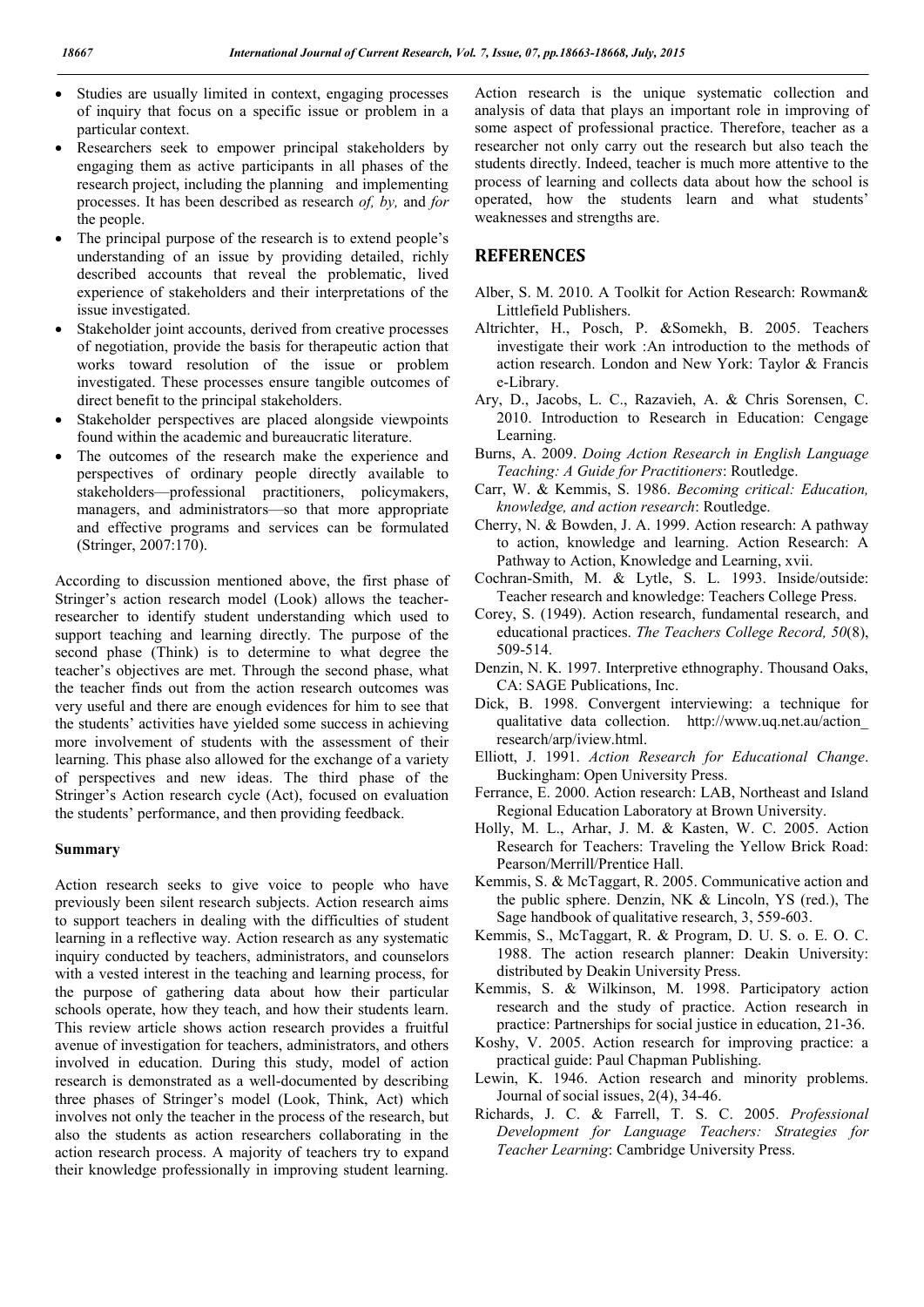- Studies are usually limited in context, engaging processes of inquiry that focus on a specific issue or problem in a particular context.
- Researchers seek to empower principal stakeholders by engaging them as active participants in all phases of the research project, including the planning and implementing processes. It has been described as research *of, by,* and *for* the people.
- The principal purpose of the research is to extend people's understanding of an issue by providing detailed, richly described accounts that reveal the problematic, lived experience of stakeholders and their interpretations of the issue investigated.
- Stakeholder joint accounts, derived from creative processes of negotiation, provide the basis for therapeutic action that works toward resolution of the issue or problem investigated. These processes ensure tangible outcomes of direct benefit to the principal stakeholders.
- Stakeholder perspectives are placed alongside viewpoints found within the academic and bureaucratic literature.
- The outcomes of the research make the experience and perspectives of ordinary people directly available to stakeholders—professional practitioners, policymakers, managers, and administrators—so that more appropriate and effective programs and services can be formulated (Stringer, 2007:170).

According to discussion mentioned above, the first phase of Stringer's action research model (Look) allows the teacher-researcher to identify student understanding which used to support teaching and learning directly. The purpose of the second phase (Think) is to determine to what degree the teacher's objectives are met. Through the second phase, what the teacher finds out from the action research outcomes was very useful and there are enough evidences for him to see that the students' activities have yielded some success in achieving more involvement of students with the assessment of their learning. This phase also allowed for the exchange of a variety of perspectives and new ideas. The third phase of the Stringer's Action research cycle (Act), focused on evaluation the students' performance, and then providing feedback.

### Summary

Action research seeks to give voice to people who have previously been silent research subjects. Action research aims to support teachers in dealing with the difficulties of student learning in a reflective way. Action research as any systematic inquiry conducted by teachers, administrators, and counselors with a vested interest in the teaching and learning process, for the purpose of gathering data about how their particular schools operate, how they teach, and how their students learn. This review article shows action research provides a fruitful avenue of investigation for teachers, administrators, and others involved in education. During this study, model of action research is demonstrated as a well-documented by describing three phases of Stringer's model (Look, Think, Act) which involves not only the teacher in the process of the research, but also the students as action researchers collaborating in the action research process. A majority of teachers try to expand their knowledge professionally in improving student learning. Action research is the unique systematic collection and analysis of data that plays an important role in improving of some aspect of professional practice. Therefore, teacher as a researcher not only carry out the research but also teach the students directly. Indeed, teacher is much more attentive to the process of learning and collects data about how the school is operated, how the students learn and what students' weaknesses and strengths are.

## REFERENCES

Alber, S. M. 2010. A Toolkit for Action Research: Rowman& Littlefield Publishers.

Altrichter, H., Posch, P. &Somekh, B. 2005. Teachers investigate their work :An introduction to the methods of action research. London and New York: Taylor & Francis e-Library.

Ary, D., Jacobs, L. C., Razavieh, A. & Chris Sorensen, C. 2010. Introduction to Research in Education: Cengage Learning.

Burns, A. 2009. *Doing Action Research in English Language Teaching: A Guide for Practitioners*: Routledge.

Carr, W. & Kemmis, S. 1986. *Becoming critical: Education, knowledge, and action research*: Routledge.

Cherry, N. & Bowden, J. A. 1999. Action research: A pathway to action, knowledge and learning. Action Research: A Pathway to Action, Knowledge and Learning, xvii.

Cochran-Smith, M. & Lytle, S. L. 1993. Inside/outside: Teacher research and knowledge: Teachers College Press.

Corey, S. (1949). Action research, fundamental research, and educational practices. *The Teachers College Record, 50*(8), 509-514.

Denzin, N. K. 1997. Interpretive ethnography. Thousand Oaks, CA: SAGE Publications, Inc.

Dick, B. 1998. Convergent interviewing: a technique for qualitative data collection. http://www.uq.net.au/action_research/arp/iview.html.

Elliott, J. 1991. *Action Research for Educational Change*. Buckingham: Open University Press.

Ferrance, E. 2000. Action research: LAB, Northeast and Island Regional Education Laboratory at Brown University.

Holly, M. L., Arhar, J. M. & Kasten, W. C. 2005. Action Research for Teachers: Traveling the Yellow Brick Road: Pearson/Merrill/Prentice Hall.

Kemmis, S. & McTaggart, R. 2005. Communicative action and the public sphere. Denzin, NK & Lincoln, YS (red.), The Sage handbook of qualitative research, 3, 559-603.

Kemmis, S., McTaggart, R. & Program, D. U. S. o. E. O. C. 1988. The action research planner: Deakin University: distributed by Deakin University Press.

Kemmis, S. & Wilkinson, M. 1998. Participatory action research and the study of practice. Action research in practice: Partnerships for social justice in education, 21-36.

Koshy, V. 2005. Action research for improving practice: a practical guide: Paul Chapman Publishing.

Lewin, K. 1946. Action research and minority problems. Journal of social issues, 2(4), 34-46.

Richards, J. C. & Farrell, T. S. C. 2005. *Professional Development for Language Teachers: Strategies for Teacher Learning*: Cambridge University Press.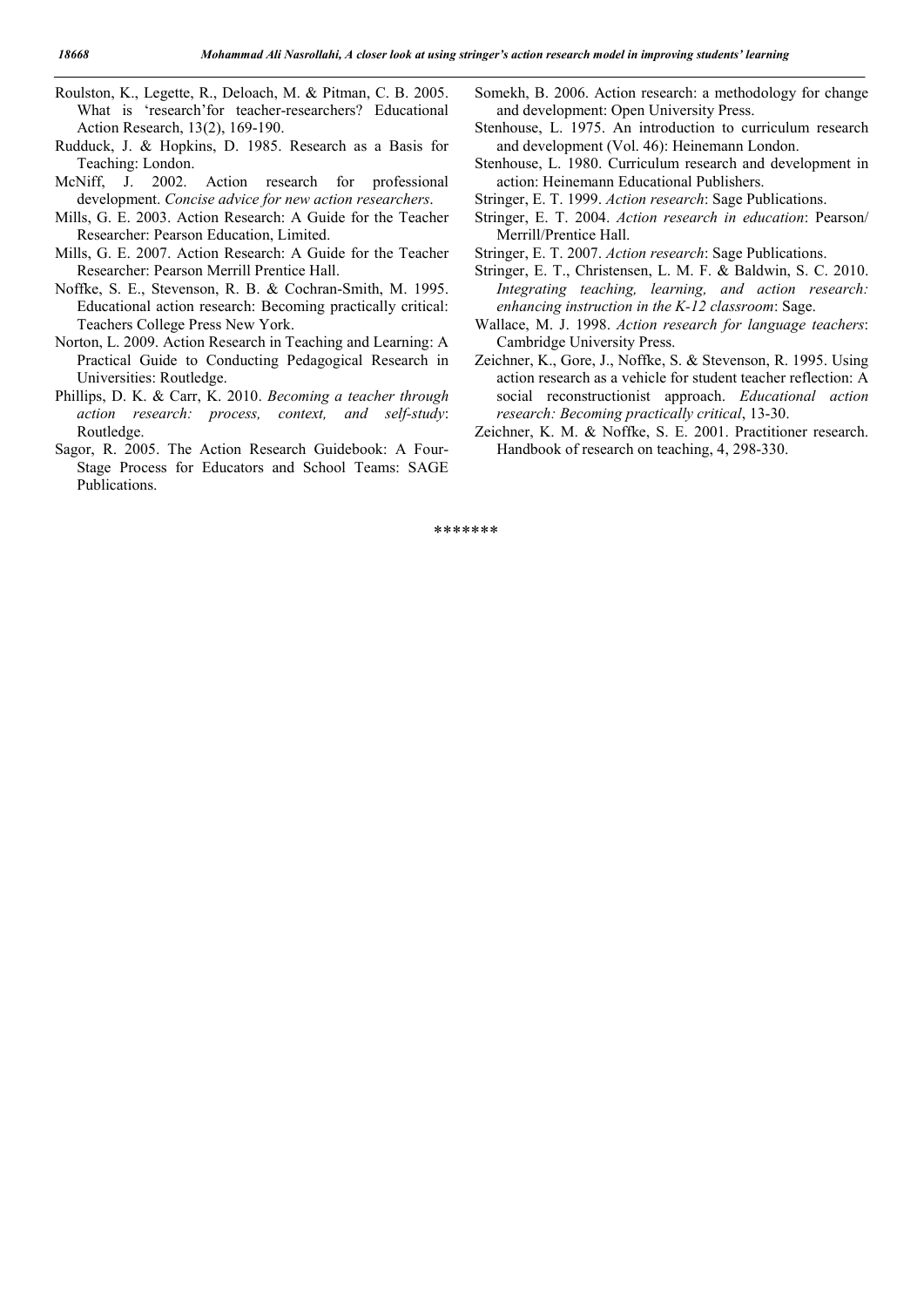Roulston, K., Legette, R., Deloach, M. & Pitman, C. B. 2005. What is 'research'for teacher-researchers? Educational Action Research, 13(2), 169-190.

Rudduck, J. & Hopkins, D. 1985. Research as a Basis for Teaching: London.

McNiff, J. 2002. Action research for professional development. *Concise advice for new action researchers*.

Mills, G. E. 2003. Action Research: A Guide for the Teacher Researcher: Pearson Education, Limited.

Mills, G. E. 2007. Action Research: A Guide for the Teacher Researcher: Pearson Merrill Prentice Hall.

Noffke, S. E., Stevenson, R. B. & Cochran-Smith, M. 1995. Educational action research: Becoming practically critical: Teachers College Press New York.

Norton, L. 2009. Action Research in Teaching and Learning: A Practical Guide to Conducting Pedagogical Research in Universities: Routledge.

Phillips, D. K. & Carr, K. 2010. *Becoming a teacher through action research: process, context, and self-study*: Routledge.

Sagor, R. 2005. The Action Research Guidebook: A Four-Stage Process for Educators and School Teams: SAGE Publications.

Somekh, B. 2006. Action research: a methodology for change and development: Open University Press.

Stenhouse, L. 1975. An introduction to curriculum research and development (Vol. 46): Heinemann London.

Stenhouse, L. 1980. Curriculum research and development in action: Heinemann Educational Publishers.

Stringer, E. T. 1999. *Action research*: Sage Publications.

Stringer, E. T. 2004. *Action research in education*: Pearson/ Merrill/Prentice Hall.

Stringer, E. T. 2007. *Action research*: Sage Publications.

Stringer, E. T., Christensen, L. M. F. & Baldwin, S. C. 2010. *Integrating teaching, learning, and action research: enhancing instruction in the K-12 classroom*: Sage.

Wallace, M. J. 1998. *Action research for language teachers*: Cambridge University Press.

Zeichner, K., Gore, J., Noffke, S. & Stevenson, R. 1995. Using action research as a vehicle for student teacher reflection: A social reconstructionist approach. *Educational action research: Becoming practically critical*, 13-30.

Zeichner, K. M. & Noffke, S. E. 2001. Practitioner research. Handbook of research on teaching, 4, 298-330.

*******